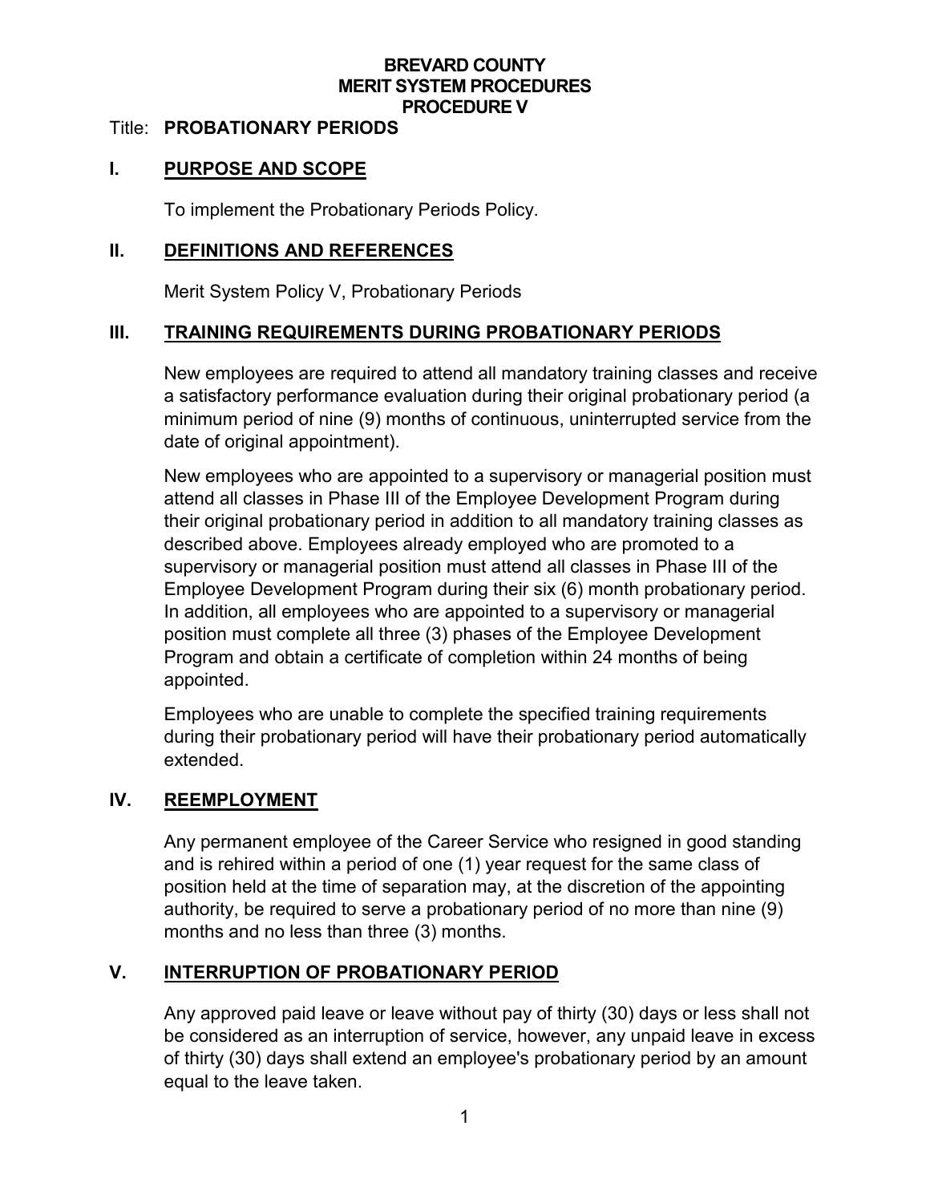**BREVARD COUNTY**
**MERIT SYSTEM PROCEDURES**
**PROCEDURE V**

Title: **PROBATIONARY PERIODS**

## I. PURPOSE AND SCOPE

To implement the Probationary Periods Policy.

## II. DEFINITIONS AND REFERENCES

Merit System Policy V, Probationary Periods

## III. TRAINING REQUIREMENTS DURING PROBATIONARY PERIODS

New employees are required to attend all mandatory training classes and receive a satisfactory performance evaluation during their original probationary period (a minimum period of nine (9) months of continuous, uninterrupted service from the date of original appointment).

New employees who are appointed to a supervisory or managerial position must attend all classes in Phase III of the Employee Development Program during their original probationary period in addition to all mandatory training classes as described above. Employees already employed who are promoted to a supervisory or managerial position must attend all classes in Phase III of the Employee Development Program during their six (6) month probationary period. In addition, all employees who are appointed to a supervisory or managerial position must complete all three (3) phases of the Employee Development Program and obtain a certificate of completion within 24 months of being appointed.

Employees who are unable to complete the specified training requirements during their probationary period will have their probationary period automatically extended.

## IV. REEMPLOYMENT

Any permanent employee of the Career Service who resigned in good standing and is rehired within a period of one (1) year request for the same class of position held at the time of separation may, at the discretion of the appointing authority, be required to serve a probationary period of no more than nine (9) months and no less than three (3) months.

## V. INTERRUPTION OF PROBATIONARY PERIOD

Any approved paid leave or leave without pay of thirty (30) days or less shall not be considered as an interruption of service, however, any unpaid leave in excess of thirty (30) days shall extend an employee's probationary period by an amount equal to the leave taken.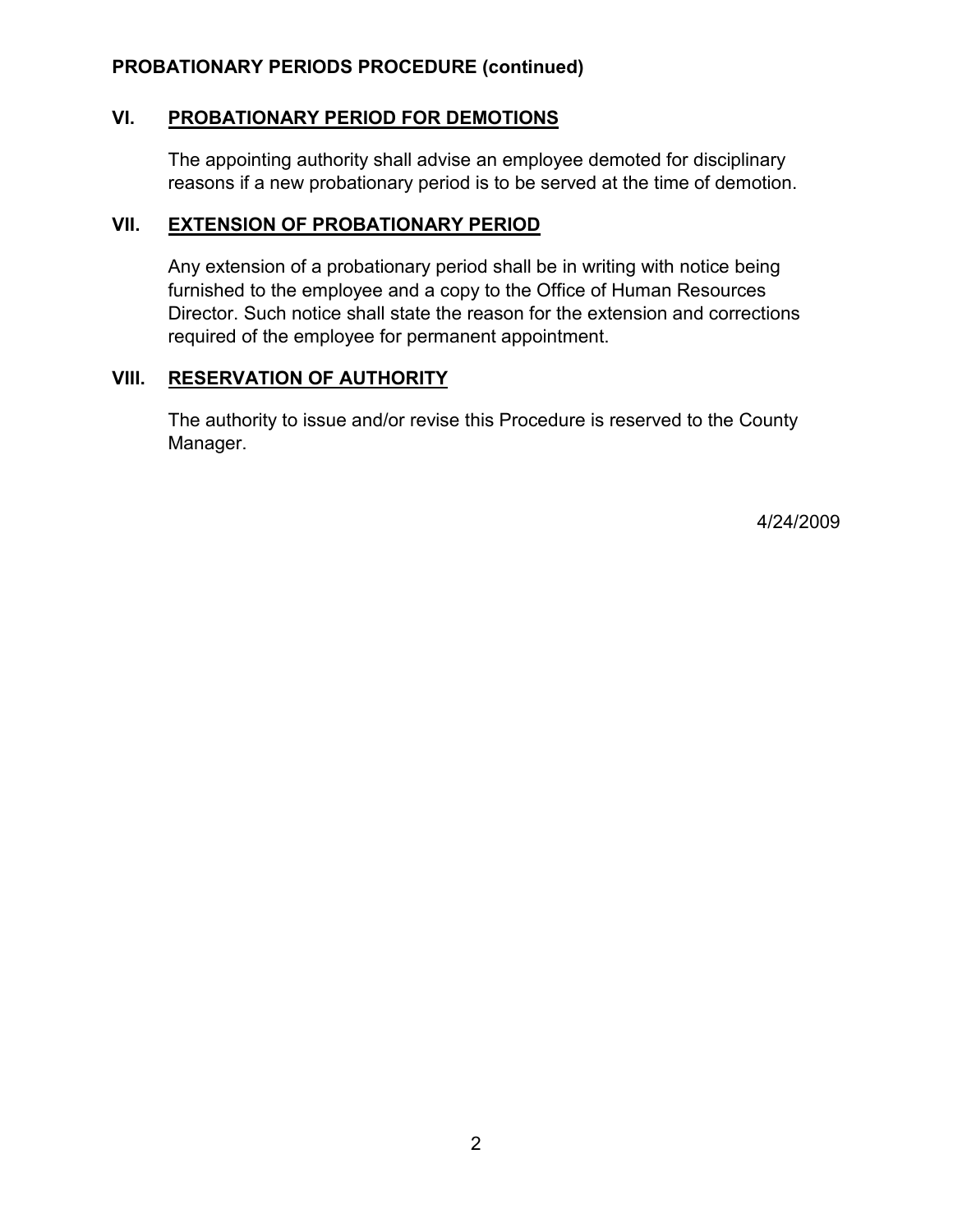## PROBATIONARY PERIODS PROCEDURE (continued)

### VI. PROBATIONARY PERIOD FOR DEMOTIONS

The appointing authority shall advise an employee demoted for disciplinary reasons if a new probationary period is to be served at the time of demotion.

### VII. EXTENSION OF PROBATIONARY PERIOD

Any extension of a probationary period shall be in writing with notice being furnished to the employee and a copy to the Office of Human Resources Director. Such notice shall state the reason for the extension and corrections required of the employee for permanent appointment.

### VIII. RESERVATION OF AUTHORITY

The authority to issue and/or revise this Procedure is reserved to the County Manager.

4/24/2009